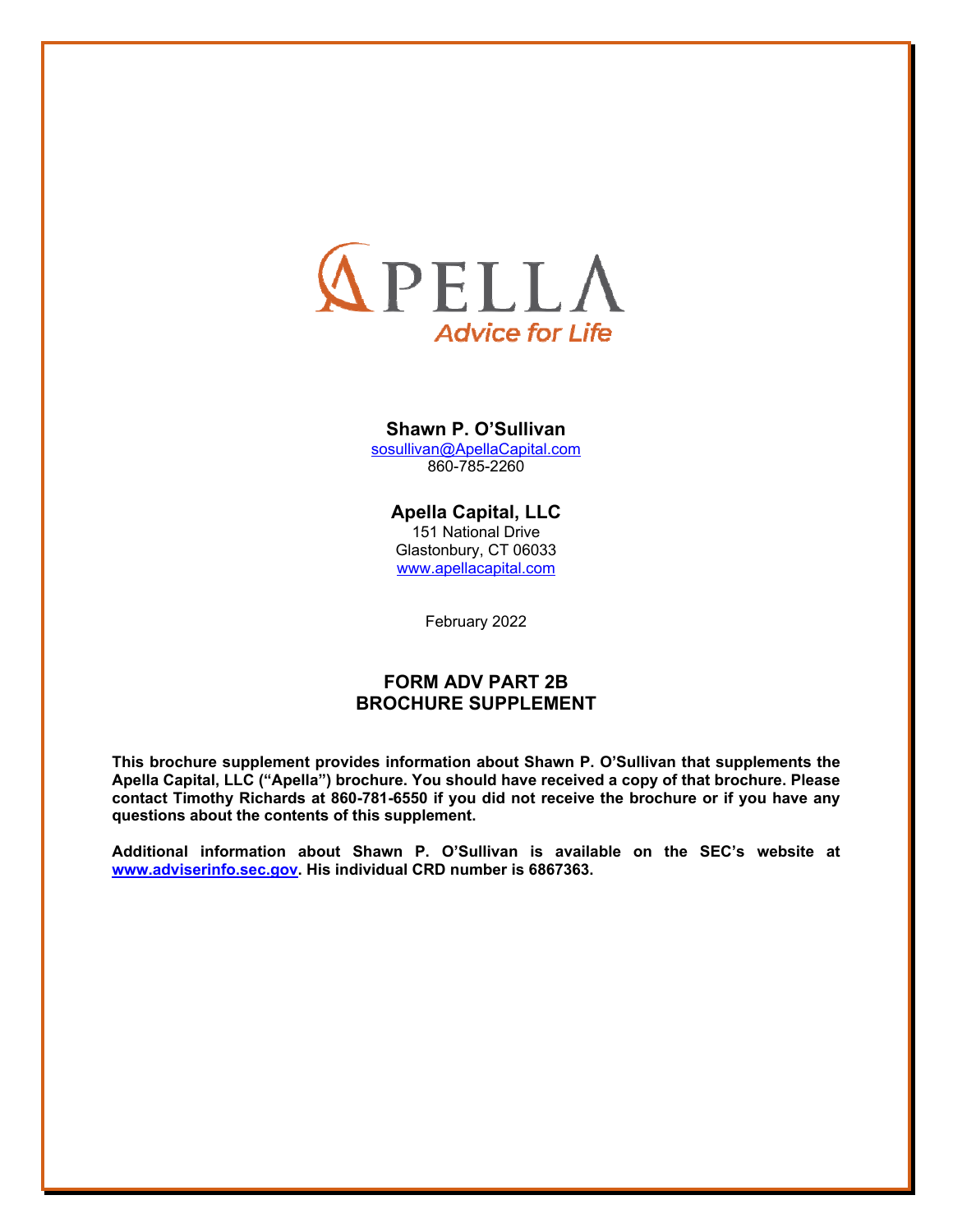APELLA

*Advice for Life*

**Shawn P. O'Sullivan**
sosullivan@ApellaCapital.com
860-785-2260

**Apella Capital, LLC**
151 National Drive
Glastonbury, CT 06033
www.apellacapital.com

February 2022

# FORM ADV PART 2B
# BROCHURE SUPPLEMENT

**This brochure supplement provides information about Shawn P. O'Sullivan that supplements the Apella Capital, LLC ("Apella") brochure. You should have received a copy of that brochure. Please contact Timothy Richards at 860-781-6550 if you did not receive the brochure or if you have any questions about the contents of this supplement.**

**Additional information about Shawn P. O'Sullivan is available on the SEC's website at www.adviserinfo.sec.gov. His individual CRD number is 6867363.**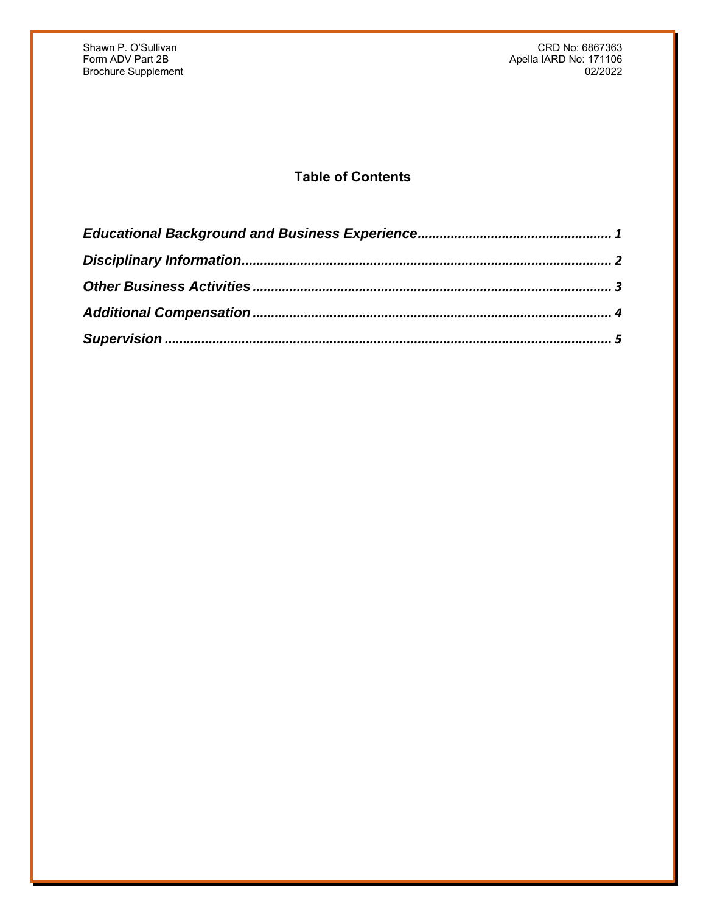## Table of Contents

*Educational Background and Business Experience* ..................................................... 1

*Disciplinary Information* ................................................................................................. 2

*Other Business Activities* ............................................................................................... 3

*Additional Compensation* ............................................................................................... 4

*Supervision* ..................................................................................................................... 5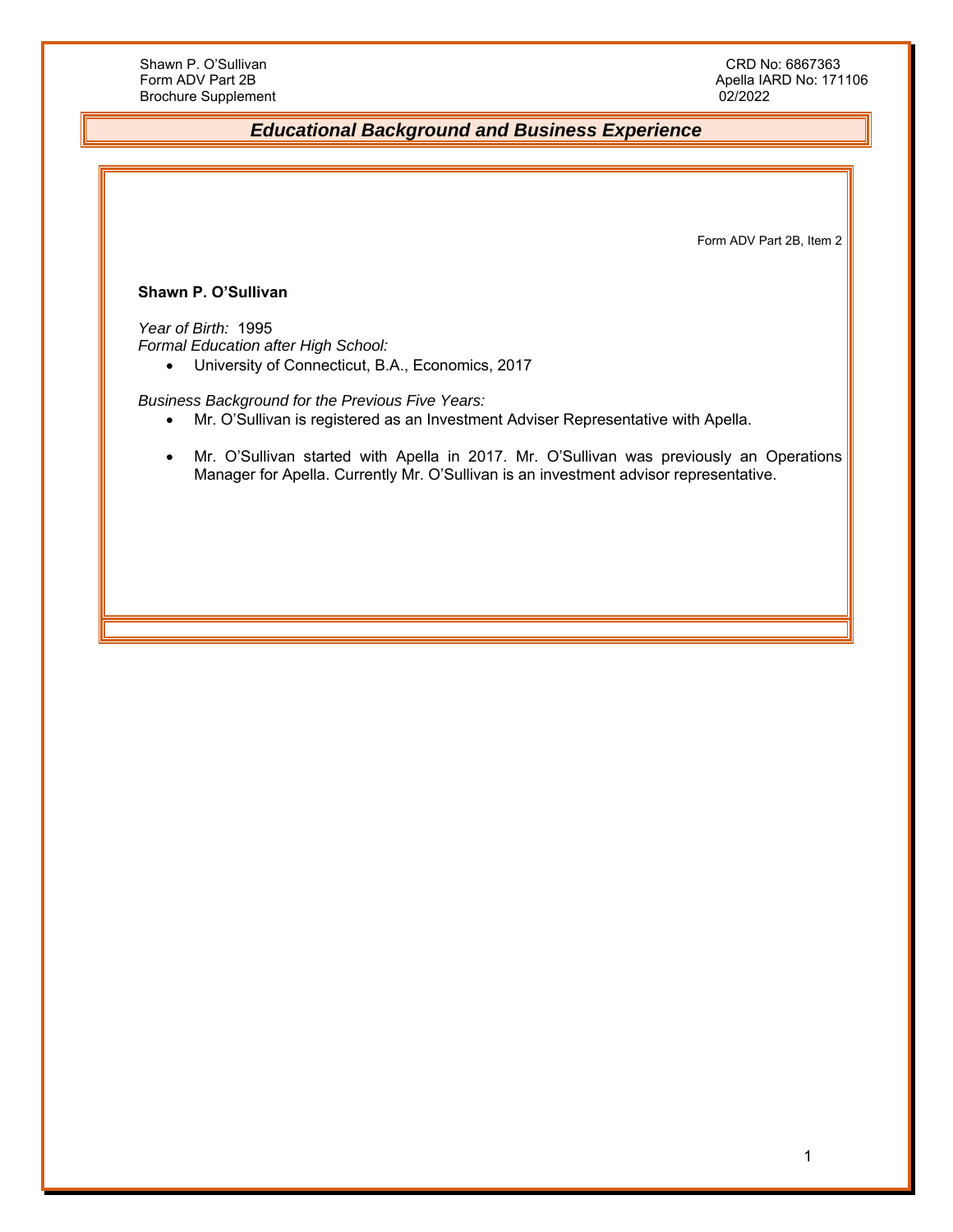## Educational Background and Business Experience

Form ADV Part 2B, Item 2

**Shawn P. O'Sullivan**

*Year of Birth:* 1995
*Formal Education after High School:*

- University of Connecticut, B.A., Economics, 2017

*Business Background for the Previous Five Years:*

- Mr. O'Sullivan is registered as an Investment Adviser Representative with Apella.
- Mr. O'Sullivan started with Apella in 2017. Mr. O'Sullivan was previously an Operations Manager for Apella. Currently Mr. O'Sullivan is an investment advisor representative.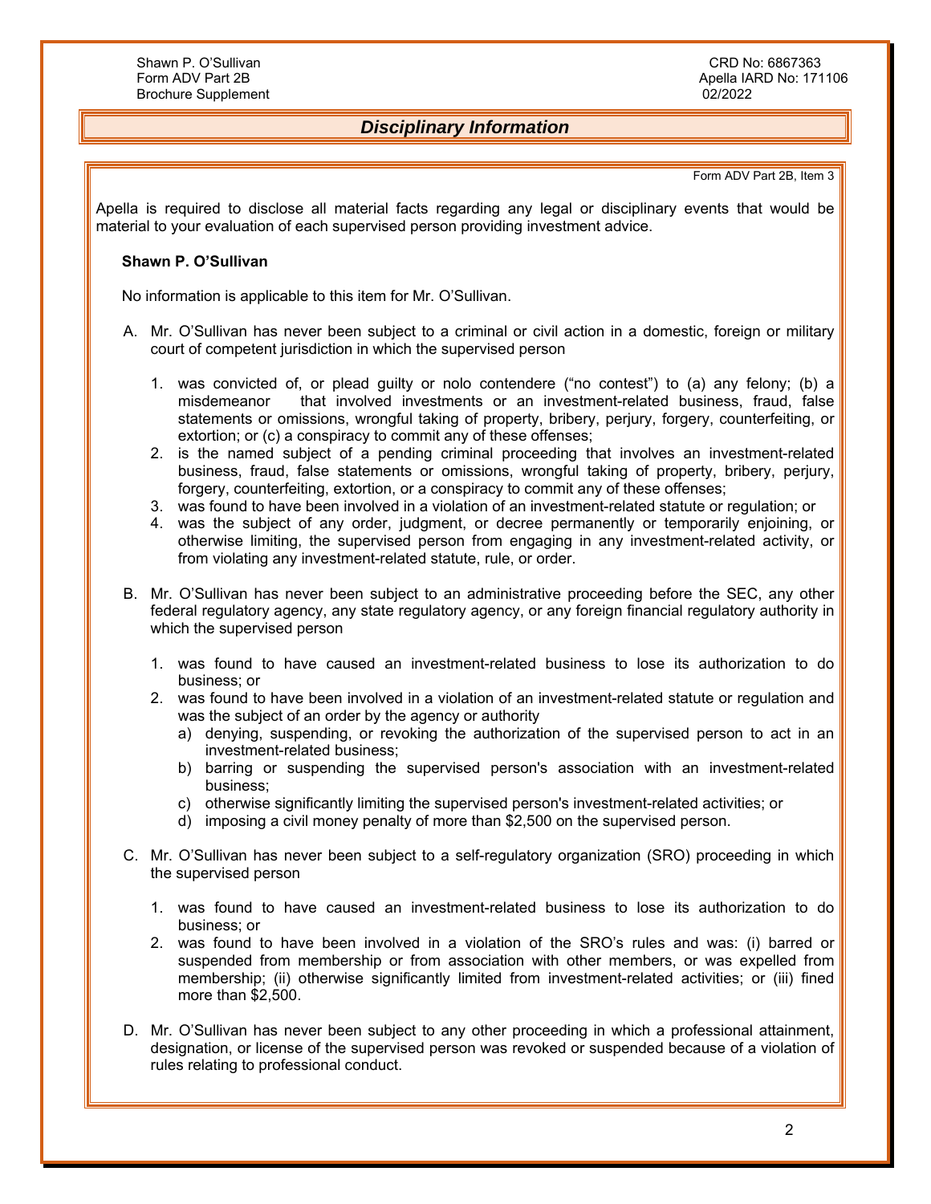## *Disciplinary Information*

Form ADV Part 2B, Item 3

Apella is required to disclose all material facts regarding any legal or disciplinary events that would be material to your evaluation of each supervised person providing investment advice.

**Shawn P. O'Sullivan**

No information is applicable to this item for Mr. O'Sullivan.

A. Mr. O'Sullivan has never been subject to a criminal or civil action in a domestic, foreign or military court of competent jurisdiction in which the supervised person

   1. was convicted of, or plead guilty or nolo contendere ("no contest") to (a) any felony; (b) a misdemeanor that involved investments or an investment-related business, fraud, false statements or omissions, wrongful taking of property, bribery, perjury, forgery, counterfeiting, or extortion; or (c) a conspiracy to commit any of these offenses;
   2. is the named subject of a pending criminal proceeding that involves an investment-related business, fraud, false statements or omissions, wrongful taking of property, bribery, perjury, forgery, counterfeiting, extortion, or a conspiracy to commit any of these offenses;
   3. was found to have been involved in a violation of an investment-related statute or regulation; or
   4. was the subject of any order, judgment, or decree permanently or temporarily enjoining, or otherwise limiting, the supervised person from engaging in any investment-related activity, or from violating any investment-related statute, rule, or order.

B. Mr. O'Sullivan has never been subject to an administrative proceeding before the SEC, any other federal regulatory agency, any state regulatory agency, or any foreign financial regulatory authority in which the supervised person

   1. was found to have caused an investment-related business to lose its authorization to do business; or
   2. was found to have been involved in a violation of an investment-related statute or regulation and was the subject of an order by the agency or authority
      a) denying, suspending, or revoking the authorization of the supervised person to act in an investment-related business;
      b) barring or suspending the supervised person's association with an investment-related business;
      c) otherwise significantly limiting the supervised person's investment-related activities; or
      d) imposing a civil money penalty of more than $2,500 on the supervised person.

C. Mr. O'Sullivan has never been subject to a self-regulatory organization (SRO) proceeding in which the supervised person

   1. was found to have caused an investment-related business to lose its authorization to do business; or
   2. was found to have been involved in a violation of the SRO's rules and was: (i) barred or suspended from membership or from association with other members, or was expelled from membership; (ii) otherwise significantly limited from investment-related activities; or (iii) fined more than $2,500.

D. Mr. O'Sullivan has never been subject to any other proceeding in which a professional attainment, designation, or license of the supervised person was revoked or suspended because of a violation of rules relating to professional conduct.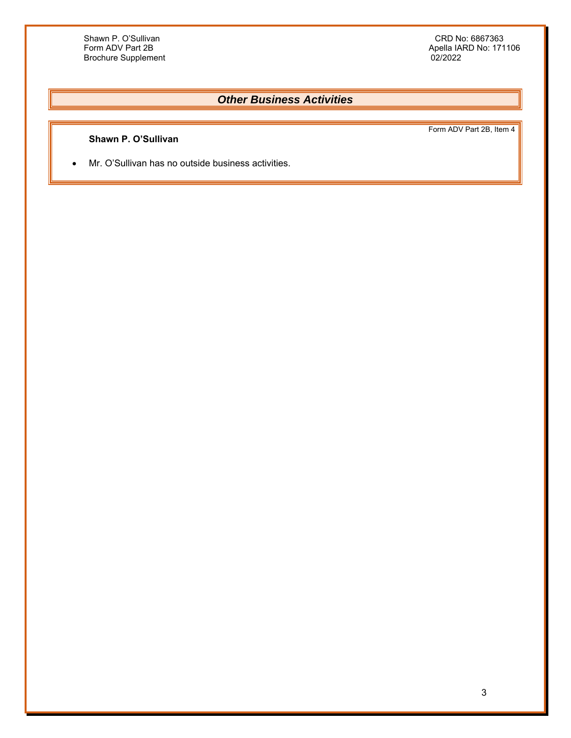## *Other Business Activities*

Form ADV Part 2B, Item 4

**Shawn P. O'Sullivan**

- Mr. O'Sullivan has no outside business activities.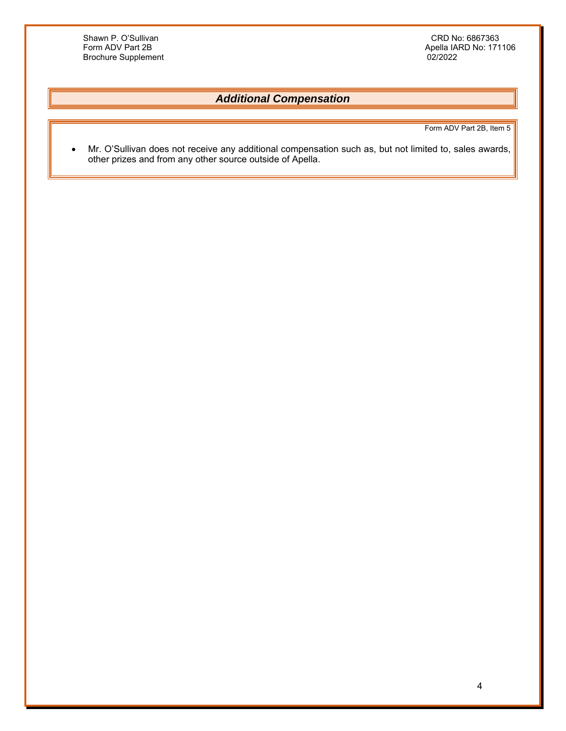## *Additional Compensation*

Form ADV Part 2B, Item 5

- Mr. O'Sullivan does not receive any additional compensation such as, but not limited to, sales awards, other prizes and from any other source outside of Apella.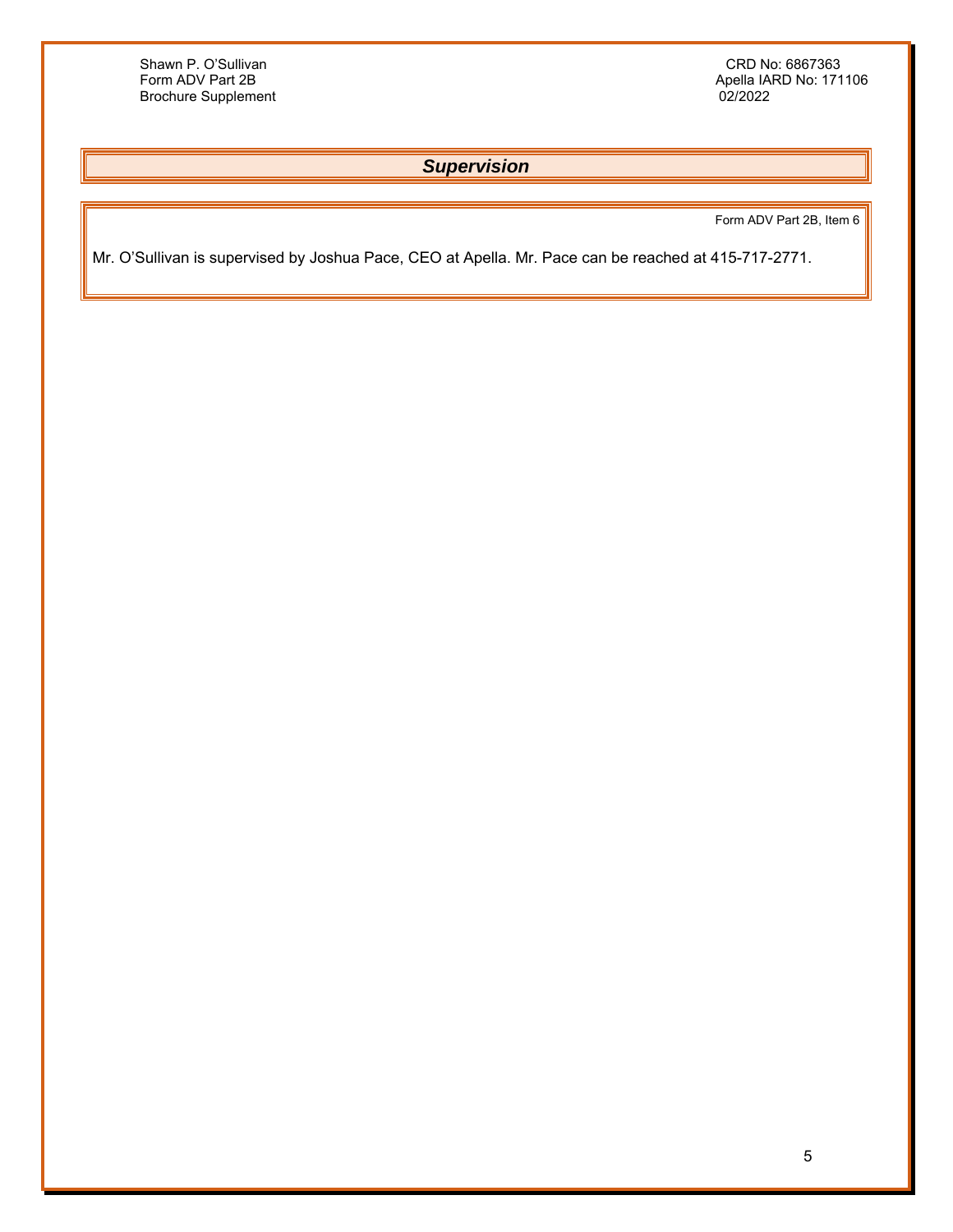## *Supervision*

Form ADV Part 2B, Item 6

Mr. O'Sullivan is supervised by Joshua Pace, CEO at Apella. Mr. Pace can be reached at 415-717-2771.